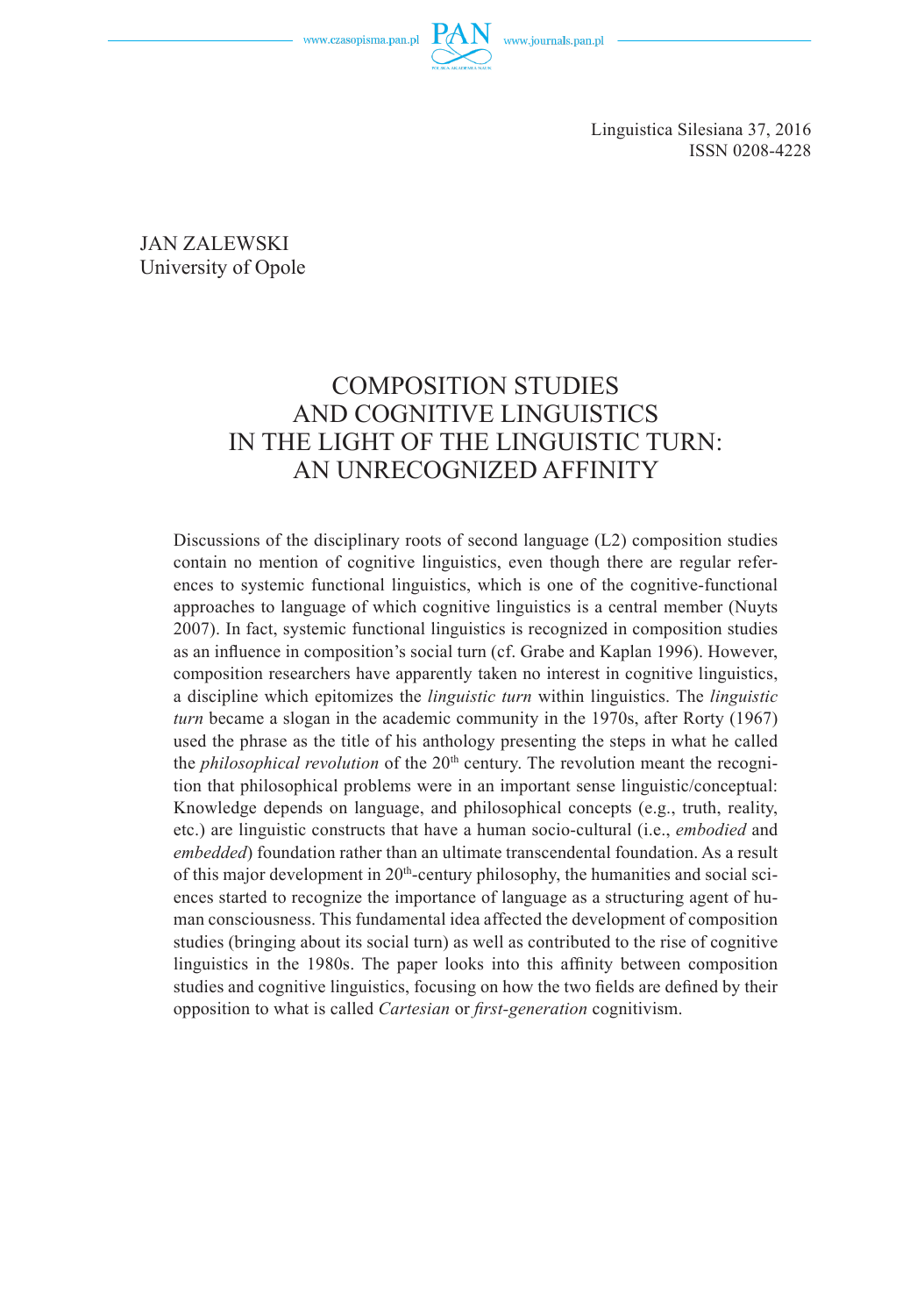Linguistica Silesiana 37, 2016
ISSN 0208-4228

JAN ZALEWSKI
University of Opole

# COMPOSITION STUDIES AND COGNITIVE LINGUISTICS IN THE LIGHT OF THE LINGUISTIC TURN: AN UNRECOGNIZED AFFINITY

Discussions of the disciplinary roots of second language (L2) composition studies contain no mention of cognitive linguistics, even though there are regular references to systemic functional linguistics, which is one of the cognitive-functional approaches to language of which cognitive linguistics is a central member (Nuyts 2007). In fact, systemic functional linguistics is recognized in composition studies as an influence in composition's social turn (cf. Grabe and Kaplan 1996). However, composition researchers have apparently taken no interest in cognitive linguistics, a discipline which epitomizes the *linguistic turn* within linguistics. The *linguistic turn* became a slogan in the academic community in the 1970s, after Rorty (1967) used the phrase as the title of his anthology presenting the steps in what he called the *philosophical revolution* of the 20th century. The revolution meant the recognition that philosophical problems were in an important sense linguistic/conceptual: Knowledge depends on language, and philosophical concepts (e.g., truth, reality, etc.) are linguistic constructs that have a human socio-cultural (i.e., *embodied* and *embedded*) foundation rather than an ultimate transcendental foundation. As a result of this major development in 20th-century philosophy, the humanities and social sciences started to recognize the importance of language as a structuring agent of human consciousness. This fundamental idea affected the development of composition studies (bringing about its social turn) as well as contributed to the rise of cognitive linguistics in the 1980s. The paper looks into this affinity between composition studies and cognitive linguistics, focusing on how the two fields are defined by their opposition to what is called *Cartesian* or *first-generation* cognitivism.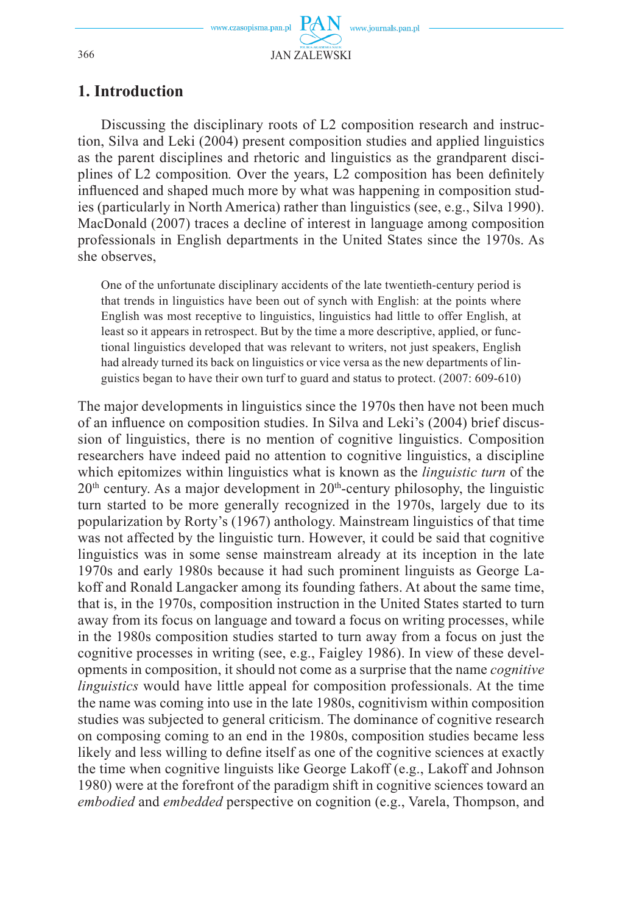## 1. Introduction

Discussing the disciplinary roots of L2 composition research and instruction, Silva and Leki (2004) present composition studies and applied linguistics as the parent disciplines and rhetoric and linguistics as the grandparent disciplines of L2 composition. Over the years, L2 composition has been definitely influenced and shaped much more by what was happening in composition studies (particularly in North America) rather than linguistics (see, e.g., Silva 1990). MacDonald (2007) traces a decline of interest in language among composition professionals in English departments in the United States since the 1970s. As she observes,

> One of the unfortunate disciplinary accidents of the late twentieth-century period is that trends in linguistics have been out of synch with English: at the points where English was most receptive to linguistics, linguistics had little to offer English, at least so it appears in retrospect. But by the time a more descriptive, applied, or functional linguistics developed that was relevant to writers, not just speakers, English had already turned its back on linguistics or vice versa as the new departments of linguistics began to have their own turf to guard and status to protect. (2007: 609-610)

The major developments in linguistics since the 1970s then have not been much of an influence on composition studies. In Silva and Leki's (2004) brief discussion of linguistics, there is no mention of cognitive linguistics. Composition researchers have indeed paid no attention to cognitive linguistics, a discipline which epitomizes within linguistics what is known as the *linguistic turn* of the 20th century. As a major development in 20th-century philosophy, the linguistic turn started to be more generally recognized in the 1970s, largely due to its popularization by Rorty's (1967) anthology. Mainstream linguistics of that time was not affected by the linguistic turn. However, it could be said that cognitive linguistics was in some sense mainstream already at its inception in the late 1970s and early 1980s because it had such prominent linguists as George Lakoff and Ronald Langacker among its founding fathers. At about the same time, that is, in the 1970s, composition instruction in the United States started to turn away from its focus on language and toward a focus on writing processes, while in the 1980s composition studies started to turn away from a focus on just the cognitive processes in writing (see, e.g., Faigley 1986). In view of these developments in composition, it should not come as a surprise that the name *cognitive linguistics* would have little appeal for composition professionals. At the time the name was coming into use in the late 1980s, cognitivism within composition studies was subjected to general criticism. The dominance of cognitive research on composing coming to an end in the 1980s, composition studies became less likely and less willing to define itself as one of the cognitive sciences at exactly the time when cognitive linguists like George Lakoff (e.g., Lakoff and Johnson 1980) were at the forefront of the paradigm shift in cognitive sciences toward an *embodied* and *embedded* perspective on cognition (e.g., Varela, Thompson, and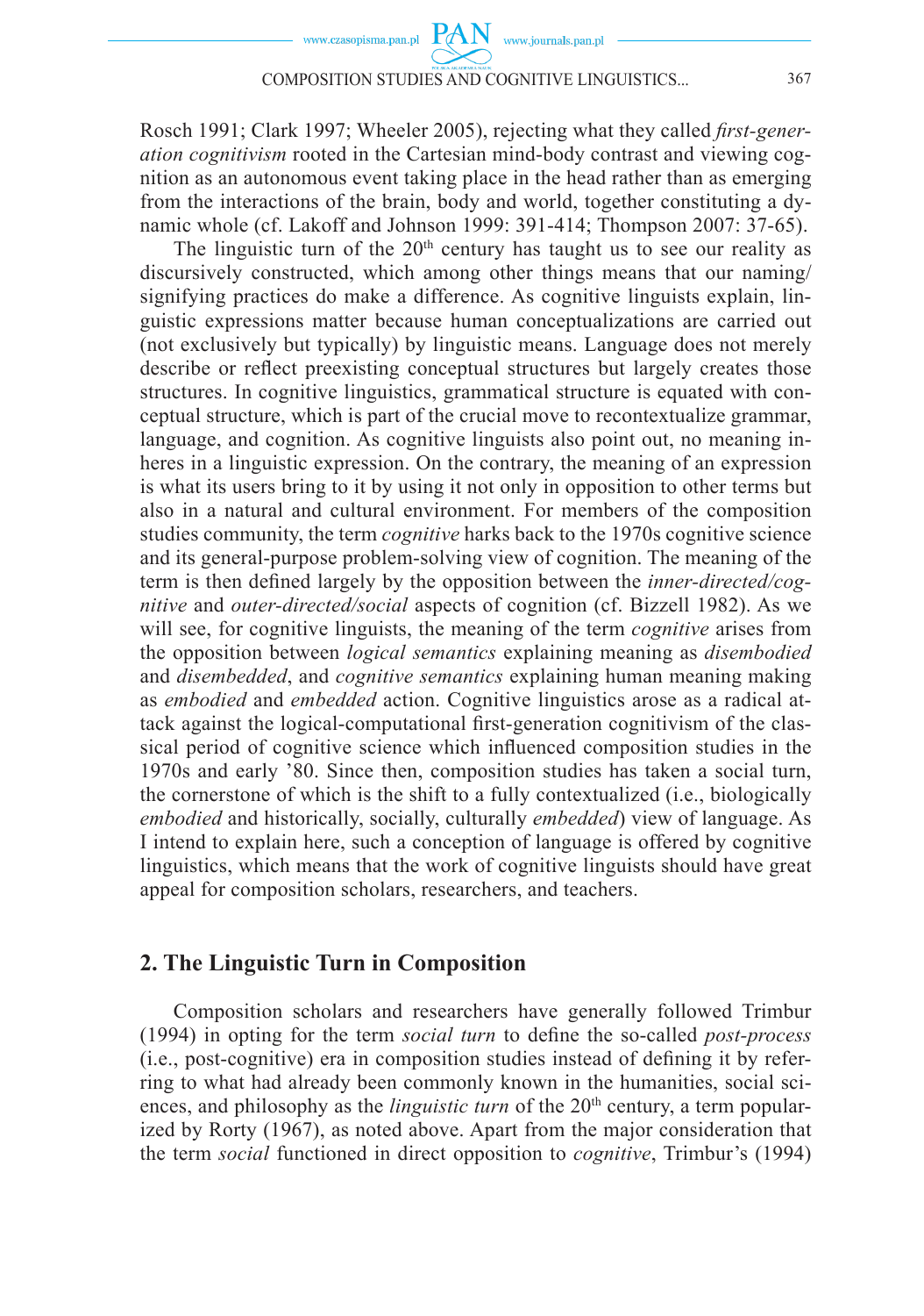Rosch 1991; Clark 1997; Wheeler 2005), rejecting what they called *first-generation cognitivism* rooted in the Cartesian mind-body contrast and viewing cognition as an autonomous event taking place in the head rather than as emerging from the interactions of the brain, body and world, together constituting a dynamic whole (cf. Lakoff and Johnson 1999: 391-414; Thompson 2007: 37-65).

The linguistic turn of the 20th century has taught us to see our reality as discursively constructed, which among other things means that our naming/signifying practices do make a difference. As cognitive linguists explain, linguistic expressions matter because human conceptualizations are carried out (not exclusively but typically) by linguistic means. Language does not merely describe or reflect preexisting conceptual structures but largely creates those structures. In cognitive linguistics, grammatical structure is equated with conceptual structure, which is part of the crucial move to recontextualize grammar, language, and cognition. As cognitive linguists also point out, no meaning inheres in a linguistic expression. On the contrary, the meaning of an expression is what its users bring to it by using it not only in opposition to other terms but also in a natural and cultural environment. For members of the composition studies community, the term *cognitive* harks back to the 1970s cognitive science and its general-purpose problem-solving view of cognition. The meaning of the term is then defined largely by the opposition between the *inner-directed/cognitive* and *outer-directed/social* aspects of cognition (cf. Bizzell 1982). As we will see, for cognitive linguists, the meaning of the term *cognitive* arises from the opposition between *logical semantics* explaining meaning as *disembodied* and *disembedded*, and *cognitive semantics* explaining human meaning making as *embodied* and *embedded* action. Cognitive linguistics arose as a radical attack against the logical-computational first-generation cognitivism of the classical period of cognitive science which influenced composition studies in the 1970s and early '80. Since then, composition studies has taken a social turn, the cornerstone of which is the shift to a fully contextualized (i.e., biologically *embodied* and historically, socially, culturally *embedded*) view of language. As I intend to explain here, such a conception of language is offered by cognitive linguistics, which means that the work of cognitive linguists should have great appeal for composition scholars, researchers, and teachers.

## 2. The Linguistic Turn in Composition

Composition scholars and researchers have generally followed Trimbur (1994) in opting for the term *social turn* to define the so-called *post-process* (i.e., post-cognitive) era in composition studies instead of defining it by referring to what had already been commonly known in the humanities, social sciences, and philosophy as the *linguistic turn* of the 20th century, a term popularized by Rorty (1967), as noted above. Apart from the major consideration that the term *social* functioned in direct opposition to *cognitive*, Trimbur's (1994)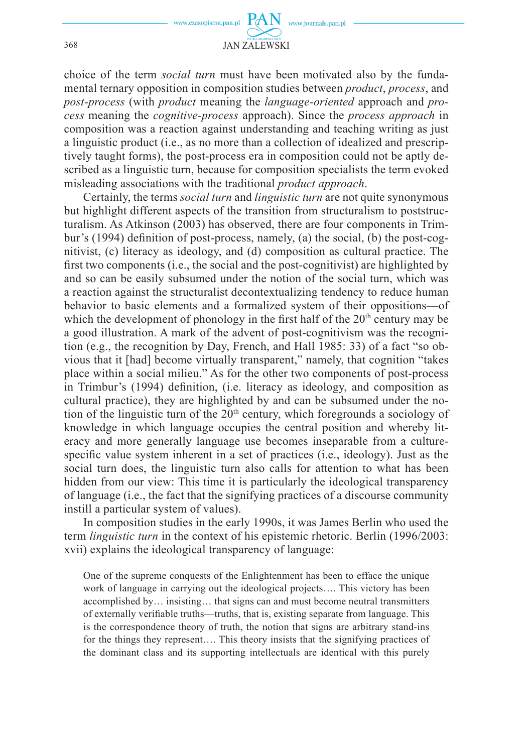choice of the term *social turn* must have been motivated also by the fundamental ternary opposition in composition studies between *product*, *process*, and *post-process* (with *product* meaning the *language-oriented* approach and *process* meaning the *cognitive-process* approach). Since the *process approach* in composition was a reaction against understanding and teaching writing as just a linguistic product (i.e., as no more than a collection of idealized and prescriptively taught forms), the post-process era in composition could not be aptly described as a linguistic turn, because for composition specialists the term evoked misleading associations with the traditional *product approach*.

Certainly, the terms *social turn* and *linguistic turn* are not quite synonymous but highlight different aspects of the transition from structuralism to poststructuralism. As Atkinson (2003) has observed, there are four components in Trimbur's (1994) definition of post-process, namely, (a) the social, (b) the post-cognitivist, (c) literacy as ideology, and (d) composition as cultural practice. The first two components (i.e., the social and the post-cognitivist) are highlighted by and so can be easily subsumed under the notion of the social turn, which was a reaction against the structuralist decontextualizing tendency to reduce human behavior to basic elements and a formalized system of their oppositions—of which the development of phonology in the first half of the 20th century may be a good illustration. A mark of the advent of post-cognitivism was the recognition (e.g., the recognition by Day, French, and Hall 1985: 33) of a fact "so obvious that it [had] become virtually transparent," namely, that cognition "takes place within a social milieu." As for the other two components of post-process in Trimbur's (1994) definition, (i.e. literacy as ideology, and composition as cultural practice), they are highlighted by and can be subsumed under the notion of the linguistic turn of the 20th century, which foregrounds a sociology of knowledge in which language occupies the central position and whereby literacy and more generally language use becomes inseparable from a culture-specific value system inherent in a set of practices (i.e., ideology). Just as the social turn does, the linguistic turn also calls for attention to what has been hidden from our view: This time it is particularly the ideological transparency of language (i.e., the fact that the signifying practices of a discourse community instill a particular system of values).

In composition studies in the early 1990s, it was James Berlin who used the term *linguistic turn* in the context of his epistemic rhetoric. Berlin (1996/2003: xvii) explains the ideological transparency of language:

> One of the supreme conquests of the Enlightenment has been to efface the unique work of language in carrying out the ideological projects…. This victory has been accomplished by… insisting… that signs can and must become neutral transmitters of externally verifiable truths—truths, that is, existing separate from language. This is the correspondence theory of truth, the notion that signs are arbitrary stand-ins for the things they represent…. This theory insists that the signifying practices of the dominant class and its supporting intellectuals are identical with this purely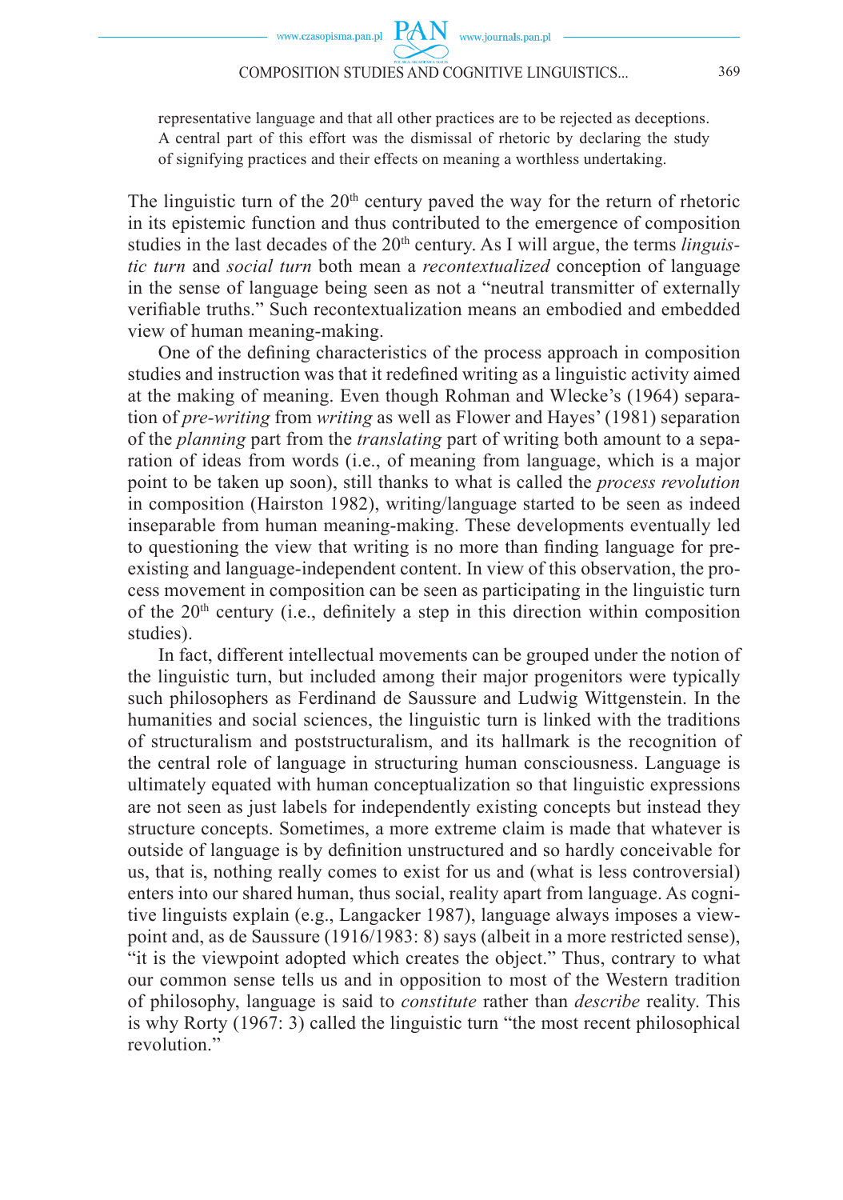representative language and that all other practices are to be rejected as deceptions. A central part of this effort was the dismissal of rhetoric by declaring the study of signifying practices and their effects on meaning a worthless undertaking.

The linguistic turn of the 20th century paved the way for the return of rhetoric in its epistemic function and thus contributed to the emergence of composition studies in the last decades of the 20th century. As I will argue, the terms *linguistic turn* and *social turn* both mean a *recontextualized* conception of language in the sense of language being seen as not a "neutral transmitter of externally verifiable truths." Such recontextualization means an embodied and embedded view of human meaning-making.

One of the defining characteristics of the process approach in composition studies and instruction was that it redefined writing as a linguistic activity aimed at the making of meaning. Even though Rohman and Wlecke's (1964) separation of *pre-writing* from *writing* as well as Flower and Hayes' (1981) separation of the *planning* part from the *translating* part of writing both amount to a separation of ideas from words (i.e., of meaning from language, which is a major point to be taken up soon), still thanks to what is called the *process revolution* in composition (Hairston 1982), writing/language started to be seen as indeed inseparable from human meaning-making. These developments eventually led to questioning the view that writing is no more than finding language for pre-existing and language-independent content. In view of this observation, the process movement in composition can be seen as participating in the linguistic turn of the 20th century (i.e., definitely a step in this direction within composition studies).

In fact, different intellectual movements can be grouped under the notion of the linguistic turn, but included among their major progenitors were typically such philosophers as Ferdinand de Saussure and Ludwig Wittgenstein. In the humanities and social sciences, the linguistic turn is linked with the traditions of structuralism and poststructuralism, and its hallmark is the recognition of the central role of language in structuring human consciousness. Language is ultimately equated with human conceptualization so that linguistic expressions are not seen as just labels for independently existing concepts but instead they structure concepts. Sometimes, a more extreme claim is made that whatever is outside of language is by definition unstructured and so hardly conceivable for us, that is, nothing really comes to exist for us and (what is less controversial) enters into our shared human, thus social, reality apart from language. As cognitive linguists explain (e.g., Langacker 1987), language always imposes a viewpoint and, as de Saussure (1916/1983: 8) says (albeit in a more restricted sense), "it is the viewpoint adopted which creates the object." Thus, contrary to what our common sense tells us and in opposition to most of the Western tradition of philosophy, language is said to *constitute* rather than *describe* reality. This is why Rorty (1967: 3) called the linguistic turn "the most recent philosophical revolution."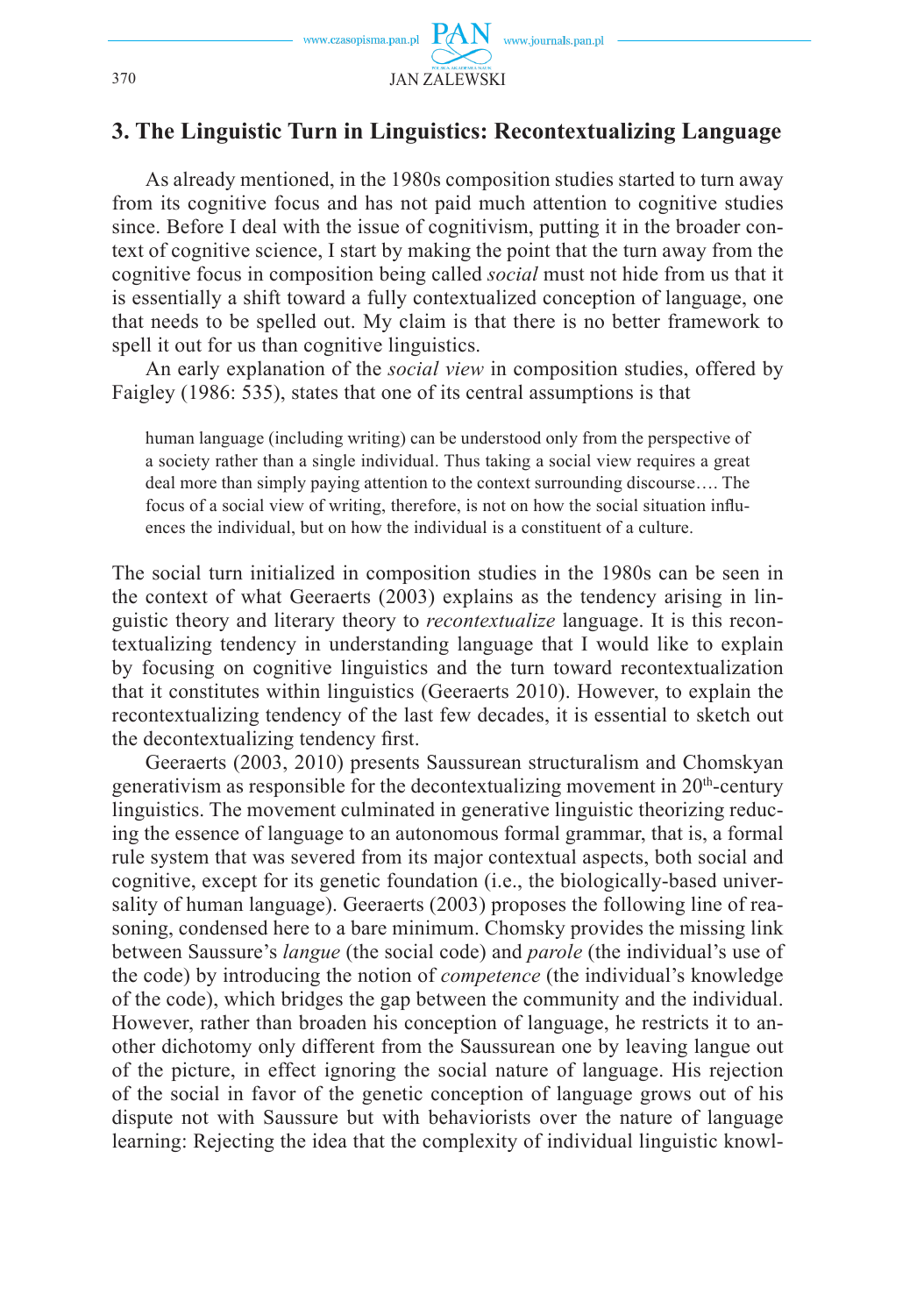## 3. The Linguistic Turn in Linguistics: Recontextualizing Language

As already mentioned, in the 1980s composition studies started to turn away from its cognitive focus and has not paid much attention to cognitive studies since. Before I deal with the issue of cognitivism, putting it in the broader context of cognitive science, I start by making the point that the turn away from the cognitive focus in composition being called *social* must not hide from us that it is essentially a shift toward a fully contextualized conception of language, one that needs to be spelled out. My claim is that there is no better framework to spell it out for us than cognitive linguistics.

An early explanation of the *social view* in composition studies, offered by Faigley (1986: 535), states that one of its central assumptions is that

> human language (including writing) can be understood only from the perspective of a society rather than a single individual. Thus taking a social view requires a great deal more than simply paying attention to the context surrounding discourse…. The focus of a social view of writing, therefore, is not on how the social situation influences the individual, but on how the individual is a constituent of a culture.

The social turn initialized in composition studies in the 1980s can be seen in the context of what Geeraerts (2003) explains as the tendency arising in linguistic theory and literary theory to *recontextualize* language. It is this recontextualizing tendency in understanding language that I would like to explain by focusing on cognitive linguistics and the turn toward recontextualization that it constitutes within linguistics (Geeraerts 2010). However, to explain the recontextualizing tendency of the last few decades, it is essential to sketch out the decontextualizing tendency first.

Geeraerts (2003, 2010) presents Saussurean structuralism and Chomskyan generativism as responsible for the decontextualizing movement in 20th-century linguistics. The movement culminated in generative linguistic theorizing reducing the essence of language to an autonomous formal grammar, that is, a formal rule system that was severed from its major contextual aspects, both social and cognitive, except for its genetic foundation (i.e., the biologically-based universality of human language). Geeraerts (2003) proposes the following line of reasoning, condensed here to a bare minimum. Chomsky provides the missing link between Saussure's *langue* (the social code) and *parole* (the individual's use of the code) by introducing the notion of *competence* (the individual's knowledge of the code), which bridges the gap between the community and the individual. However, rather than broaden his conception of language, he restricts it to another dichotomy only different from the Saussurean one by leaving langue out of the picture, in effect ignoring the social nature of language. His rejection of the social in favor of the genetic conception of language grows out of his dispute not with Saussure but with behaviorists over the nature of language learning: Rejecting the idea that the complexity of individual linguistic knowl-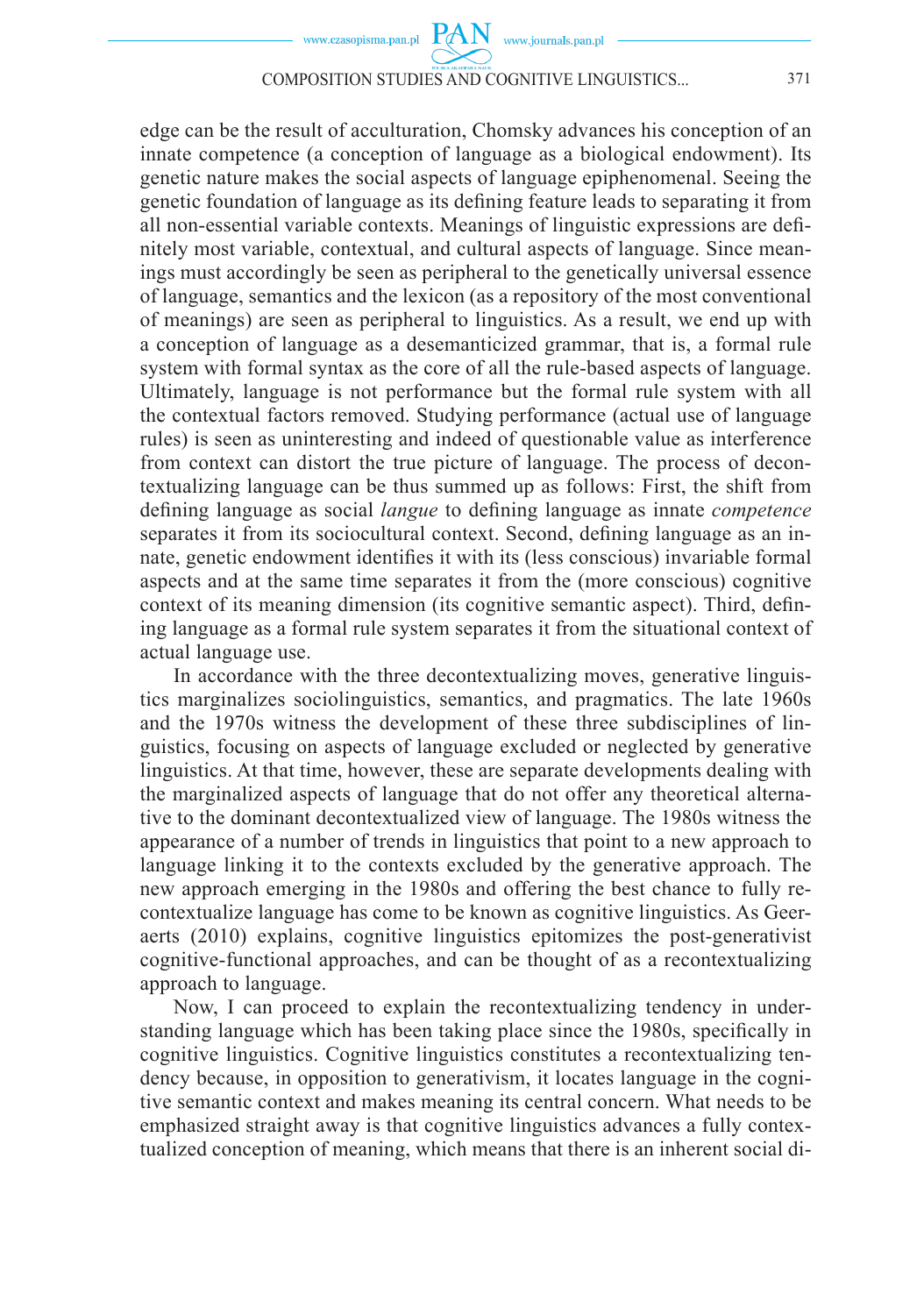edge can be the result of acculturation, Chomsky advances his conception of an innate competence (a conception of language as a biological endowment). Its genetic nature makes the social aspects of language epiphenomenal. Seeing the genetic foundation of language as its defining feature leads to separating it from all non-essential variable contexts. Meanings of linguistic expressions are definitely most variable, contextual, and cultural aspects of language. Since meanings must accordingly be seen as peripheral to the genetically universal essence of language, semantics and the lexicon (as a repository of the most conventional of meanings) are seen as peripheral to linguistics. As a result, we end up with a conception of language as a desemanticized grammar, that is, a formal rule system with formal syntax as the core of all the rule-based aspects of language. Ultimately, language is not performance but the formal rule system with all the contextual factors removed. Studying performance (actual use of language rules) is seen as uninteresting and indeed of questionable value as interference from context can distort the true picture of language. The process of decontextualizing language can be thus summed up as follows: First, the shift from defining language as social *langue* to defining language as innate *competence* separates it from its sociocultural context. Second, defining language as an innate, genetic endowment identifies it with its (less conscious) invariable formal aspects and at the same time separates it from the (more conscious) cognitive context of its meaning dimension (its cognitive semantic aspect). Third, defining language as a formal rule system separates it from the situational context of actual language use.

In accordance with the three decontextualizing moves, generative linguistics marginalizes sociolinguistics, semantics, and pragmatics. The late 1960s and the 1970s witness the development of these three subdisciplines of linguistics, focusing on aspects of language excluded or neglected by generative linguistics. At that time, however, these are separate developments dealing with the marginalized aspects of language that do not offer any theoretical alternative to the dominant decontextualized view of language. The 1980s witness the appearance of a number of trends in linguistics that point to a new approach to language linking it to the contexts excluded by the generative approach. The new approach emerging in the 1980s and offering the best chance to fully recontextualize language has come to be known as cognitive linguistics. As Geeraerts (2010) explains, cognitive linguistics epitomizes the post-generativist cognitive-functional approaches, and can be thought of as a recontextualizing approach to language.

Now, I can proceed to explain the recontextualizing tendency in understanding language which has been taking place since the 1980s, specifically in cognitive linguistics. Cognitive linguistics constitutes a recontextualizing tendency because, in opposition to generativism, it locates language in the cognitive semantic context and makes meaning its central concern. What needs to be emphasized straight away is that cognitive linguistics advances a fully contextualized conception of meaning, which means that there is an inherent social di-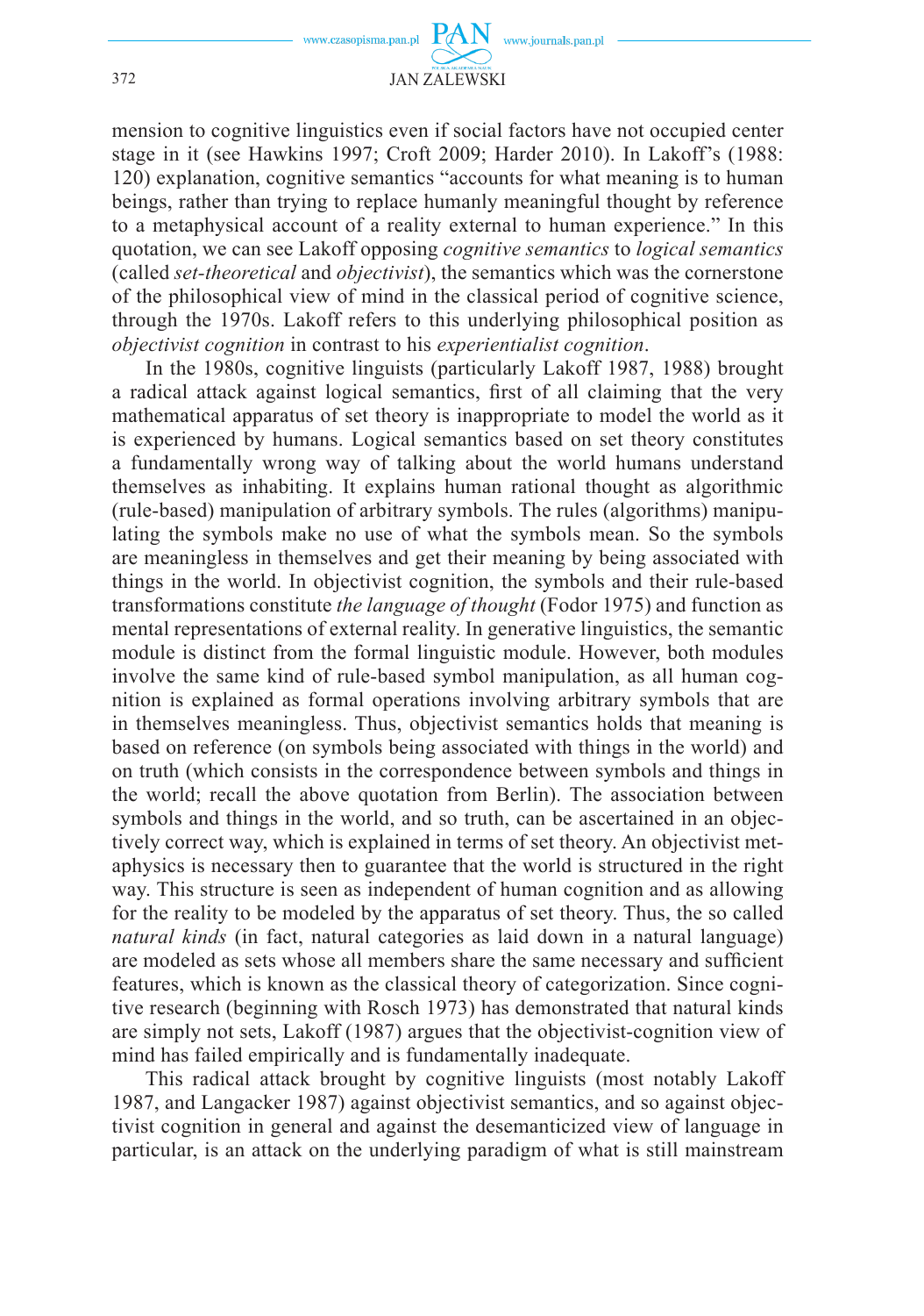mension to cognitive linguistics even if social factors have not occupied center stage in it (see Hawkins 1997; Croft 2009; Harder 2010). In Lakoff's (1988: 120) explanation, cognitive semantics "accounts for what meaning is to human beings, rather than trying to replace humanly meaningful thought by reference to a metaphysical account of a reality external to human experience." In this quotation, we can see Lakoff opposing *cognitive semantics* to *logical semantics* (called *set-theoretical* and *objectivist*), the semantics which was the cornerstone of the philosophical view of mind in the classical period of cognitive science, through the 1970s. Lakoff refers to this underlying philosophical position as *objectivist cognition* in contrast to his *experientialist cognition*.

In the 1980s, cognitive linguists (particularly Lakoff 1987, 1988) brought a radical attack against logical semantics, first of all claiming that the very mathematical apparatus of set theory is inappropriate to model the world as it is experienced by humans. Logical semantics based on set theory constitutes a fundamentally wrong way of talking about the world humans understand themselves as inhabiting. It explains human rational thought as algorithmic (rule-based) manipulation of arbitrary symbols. The rules (algorithms) manipulating the symbols make no use of what the symbols mean. So the symbols are meaningless in themselves and get their meaning by being associated with things in the world. In objectivist cognition, the symbols and their rule-based transformations constitute *the language of thought* (Fodor 1975) and function as mental representations of external reality. In generative linguistics, the semantic module is distinct from the formal linguistic module. However, both modules involve the same kind of rule-based symbol manipulation, as all human cognition is explained as formal operations involving arbitrary symbols that are in themselves meaningless. Thus, objectivist semantics holds that meaning is based on reference (on symbols being associated with things in the world) and on truth (which consists in the correspondence between symbols and things in the world; recall the above quotation from Berlin). The association between symbols and things in the world, and so truth, can be ascertained in an objectively correct way, which is explained in terms of set theory. An objectivist metaphysics is necessary then to guarantee that the world is structured in the right way. This structure is seen as independent of human cognition and as allowing for the reality to be modeled by the apparatus of set theory. Thus, the so called *natural kinds* (in fact, natural categories as laid down in a natural language) are modeled as sets whose all members share the same necessary and sufficient features, which is known as the classical theory of categorization. Since cognitive research (beginning with Rosch 1973) has demonstrated that natural kinds are simply not sets, Lakoff (1987) argues that the objectivist-cognition view of mind has failed empirically and is fundamentally inadequate.

This radical attack brought by cognitive linguists (most notably Lakoff 1987, and Langacker 1987) against objectivist semantics, and so against objectivist cognition in general and against the desemanticized view of language in particular, is an attack on the underlying paradigm of what is still mainstream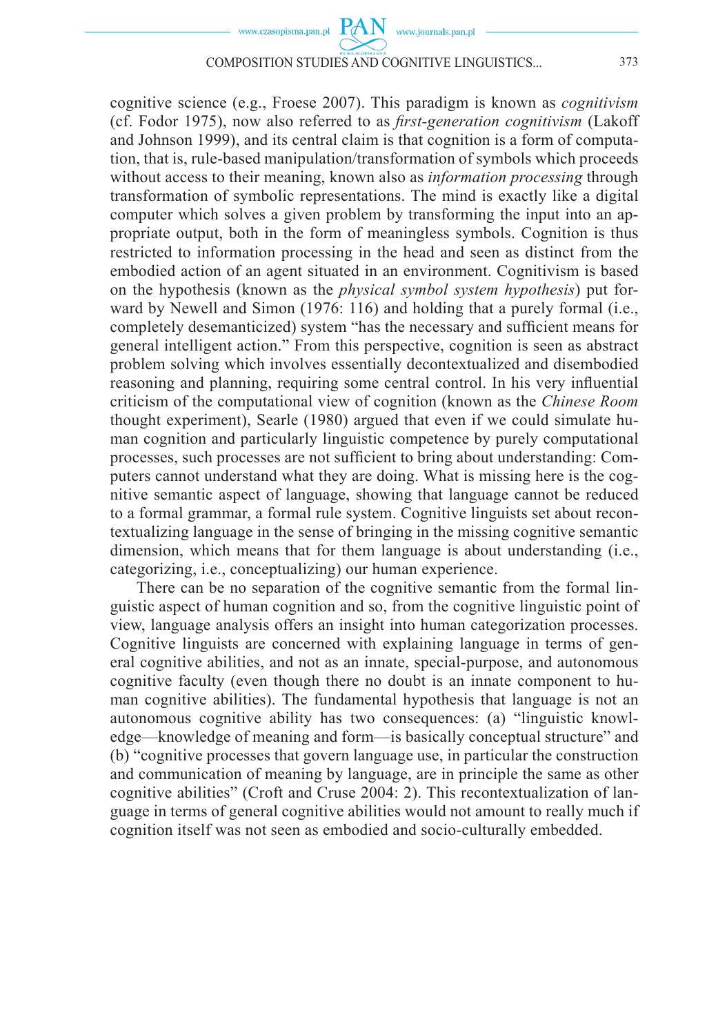cognitive science (e.g., Froese 2007). This paradigm is known as *cognitivism* (cf. Fodor 1975), now also referred to as *first-generation cognitivism* (Lakoff and Johnson 1999), and its central claim is that cognition is a form of computation, that is, rule-based manipulation/transformation of symbols which proceeds without access to their meaning, known also as *information processing* through transformation of symbolic representations. The mind is exactly like a digital computer which solves a given problem by transforming the input into an appropriate output, both in the form of meaningless symbols. Cognition is thus restricted to information processing in the head and seen as distinct from the embodied action of an agent situated in an environment. Cognitivism is based on the hypothesis (known as the *physical symbol system hypothesis*) put forward by Newell and Simon (1976: 116) and holding that a purely formal (i.e., completely desemanticized) system "has the necessary and sufficient means for general intelligent action." From this perspective, cognition is seen as abstract problem solving which involves essentially decontextualized and disembodied reasoning and planning, requiring some central control. In his very influential criticism of the computational view of cognition (known as the *Chinese Room* thought experiment), Searle (1980) argued that even if we could simulate human cognition and particularly linguistic competence by purely computational processes, such processes are not sufficient to bring about understanding: Computers cannot understand what they are doing. What is missing here is the cognitive semantic aspect of language, showing that language cannot be reduced to a formal grammar, a formal rule system. Cognitive linguists set about recontextualizing language in the sense of bringing in the missing cognitive semantic dimension, which means that for them language is about understanding (i.e., categorizing, i.e., conceptualizing) our human experience.

There can be no separation of the cognitive semantic from the formal linguistic aspect of human cognition and so, from the cognitive linguistic point of view, language analysis offers an insight into human categorization processes. Cognitive linguists are concerned with explaining language in terms of general cognitive abilities, and not as an innate, special-purpose, and autonomous cognitive faculty (even though there no doubt is an innate component to human cognitive abilities). The fundamental hypothesis that language is not an autonomous cognitive ability has two consequences: (a) "linguistic knowledge—knowledge of meaning and form—is basically conceptual structure" and (b) "cognitive processes that govern language use, in particular the construction and communication of meaning by language, are in principle the same as other cognitive abilities" (Croft and Cruse 2004: 2). This recontextualization of language in terms of general cognitive abilities would not amount to really much if cognition itself was not seen as embodied and socio-culturally embedded.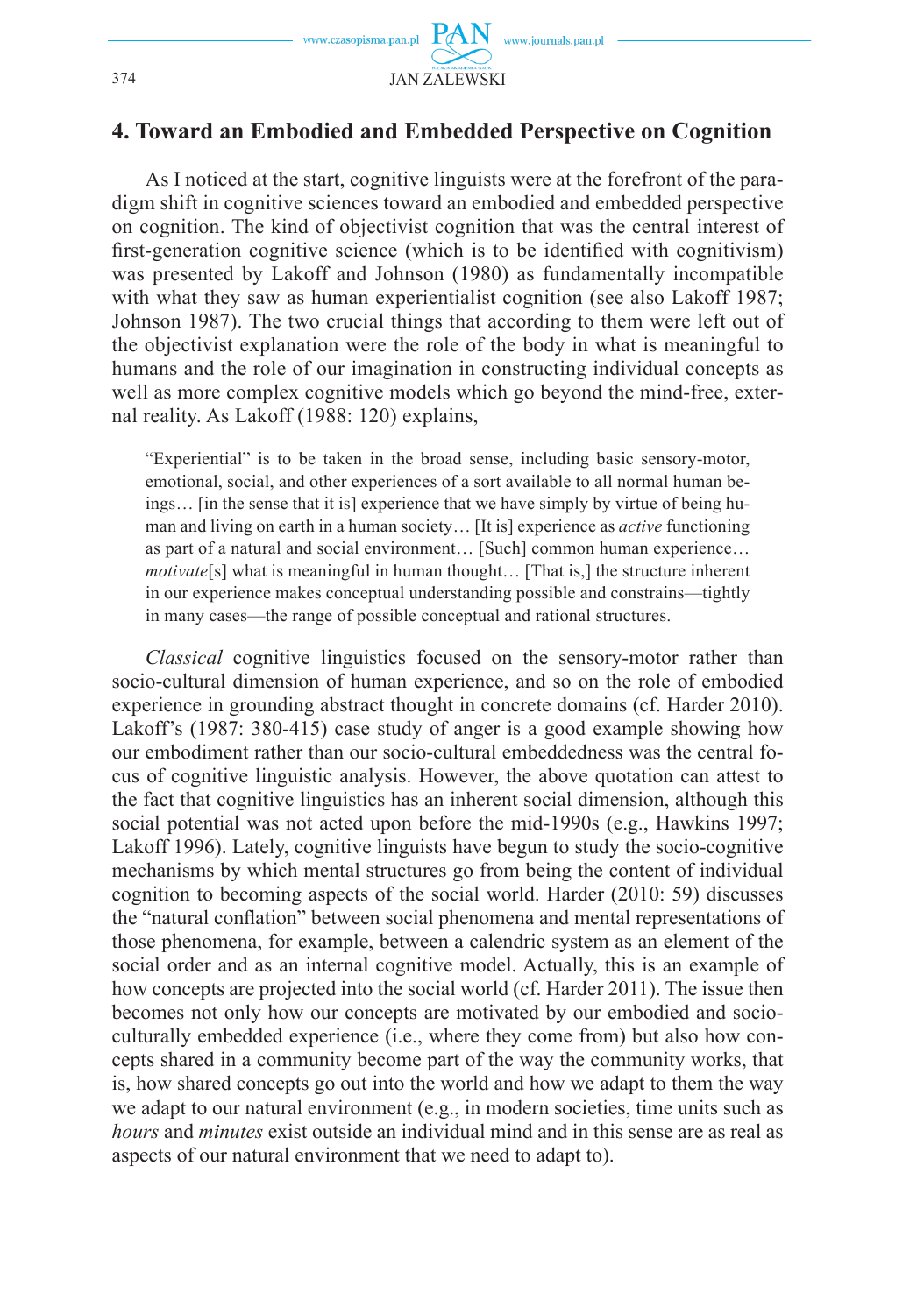## 4. Toward an Embodied and Embedded Perspective on Cognition

As I noticed at the start, cognitive linguists were at the forefront of the paradigm shift in cognitive sciences toward an embodied and embedded perspective on cognition. The kind of objectivist cognition that was the central interest of first-generation cognitive science (which is to be identified with cognitivism) was presented by Lakoff and Johnson (1980) as fundamentally incompatible with what they saw as human experientialist cognition (see also Lakoff 1987; Johnson 1987). The two crucial things that according to them were left out of the objectivist explanation were the role of the body in what is meaningful to humans and the role of our imagination in constructing individual concepts as well as more complex cognitive models which go beyond the mind-free, external reality. As Lakoff (1988: 120) explains,

> "Experiential" is to be taken in the broad sense, including basic sensory-motor, emotional, social, and other experiences of a sort available to all normal human beings… [in the sense that it is] experience that we have simply by virtue of being human and living on earth in a human society… [It is] experience as *active* functioning as part of a natural and social environment… [Such] common human experience… *motivate*[s] what is meaningful in human thought… [That is,] the structure inherent in our experience makes conceptual understanding possible and constrains—tightly in many cases—the range of possible conceptual and rational structures.

*Classical* cognitive linguistics focused on the sensory-motor rather than socio-cultural dimension of human experience, and so on the role of embodied experience in grounding abstract thought in concrete domains (cf. Harder 2010). Lakoff's (1987: 380-415) case study of anger is a good example showing how our embodiment rather than our socio-cultural embeddedness was the central focus of cognitive linguistic analysis. However, the above quotation can attest to the fact that cognitive linguistics has an inherent social dimension, although this social potential was not acted upon before the mid-1990s (e.g., Hawkins 1997; Lakoff 1996). Lately, cognitive linguists have begun to study the socio-cognitive mechanisms by which mental structures go from being the content of individual cognition to becoming aspects of the social world. Harder (2010: 59) discusses the "natural conflation" between social phenomena and mental representations of those phenomena, for example, between a calendric system as an element of the social order and as an internal cognitive model. Actually, this is an example of how concepts are projected into the social world (cf. Harder 2011). The issue then becomes not only how our concepts are motivated by our embodied and socio-culturally embedded experience (i.e., where they come from) but also how concepts shared in a community become part of the way the community works, that is, how shared concepts go out into the world and how we adapt to them the way we adapt to our natural environment (e.g., in modern societies, time units such as *hours* and *minutes* exist outside an individual mind and in this sense are as real as aspects of our natural environment that we need to adapt to).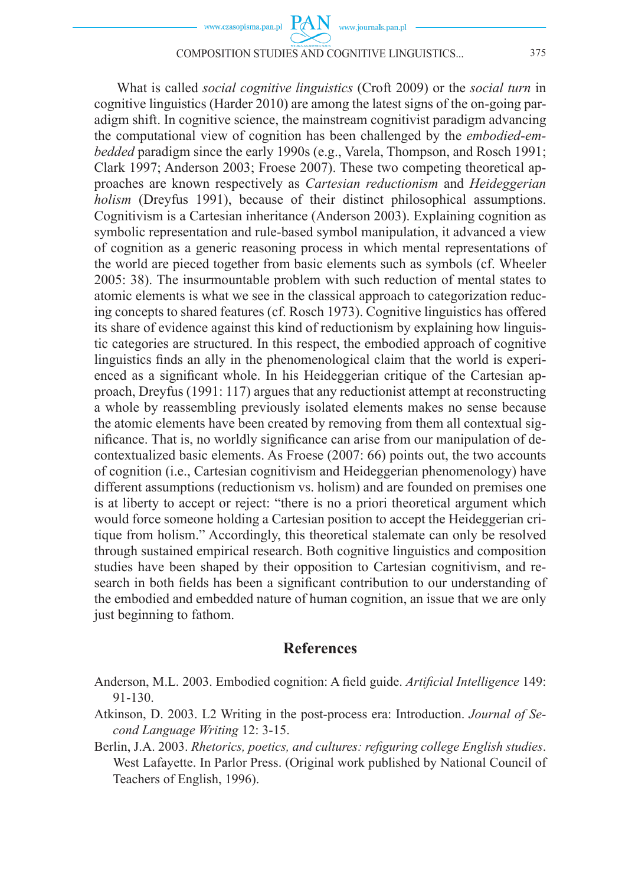What is called *social cognitive linguistics* (Croft 2009) or the *social turn* in cognitive linguistics (Harder 2010) are among the latest signs of the on-going paradigm shift. In cognitive science, the mainstream cognitivist paradigm advancing the computational view of cognition has been challenged by the *embodied-embedded* paradigm since the early 1990s (e.g., Varela, Thompson, and Rosch 1991; Clark 1997; Anderson 2003; Froese 2007). These two competing theoretical approaches are known respectively as *Cartesian reductionism* and *Heideggerian holism* (Dreyfus 1991), because of their distinct philosophical assumptions. Cognitivism is a Cartesian inheritance (Anderson 2003). Explaining cognition as symbolic representation and rule-based symbol manipulation, it advanced a view of cognition as a generic reasoning process in which mental representations of the world are pieced together from basic elements such as symbols (cf. Wheeler 2005: 38). The insurmountable problem with such reduction of mental states to atomic elements is what we see in the classical approach to categorization reducing concepts to shared features (cf. Rosch 1973). Cognitive linguistics has offered its share of evidence against this kind of reductionism by explaining how linguistic categories are structured. In this respect, the embodied approach of cognitive linguistics finds an ally in the phenomenological claim that the world is experienced as a significant whole. In his Heideggerian critique of the Cartesian approach, Dreyfus (1991: 117) argues that any reductionist attempt at reconstructing a whole by reassembling previously isolated elements makes no sense because the atomic elements have been created by removing from them all contextual significance. That is, no worldly significance can arise from our manipulation of decontextualized basic elements. As Froese (2007: 66) points out, the two accounts of cognition (i.e., Cartesian cognitivism and Heideggerian phenomenology) have different assumptions (reductionism vs. holism) and are founded on premises one is at liberty to accept or reject: "there is no a priori theoretical argument which would force someone holding a Cartesian position to accept the Heideggerian critique from holism." Accordingly, this theoretical stalemate can only be resolved through sustained empirical research. Both cognitive linguistics and composition studies have been shaped by their opposition to Cartesian cognitivism, and research in both fields has been a significant contribution to our understanding of the embodied and embedded nature of human cognition, an issue that we are only just beginning to fathom.

## References

Anderson, M.L. 2003. Embodied cognition: A field guide. *Artificial Intelligence* 149: 91-130.

Atkinson, D. 2003. L2 Writing in the post-process era: Introduction. *Journal of Second Language Writing* 12: 3-15.

Berlin, J.A. 2003. *Rhetorics, poetics, and cultures: refiguring college English studies*. West Lafayette. In Parlor Press. (Original work published by National Council of Teachers of English, 1996).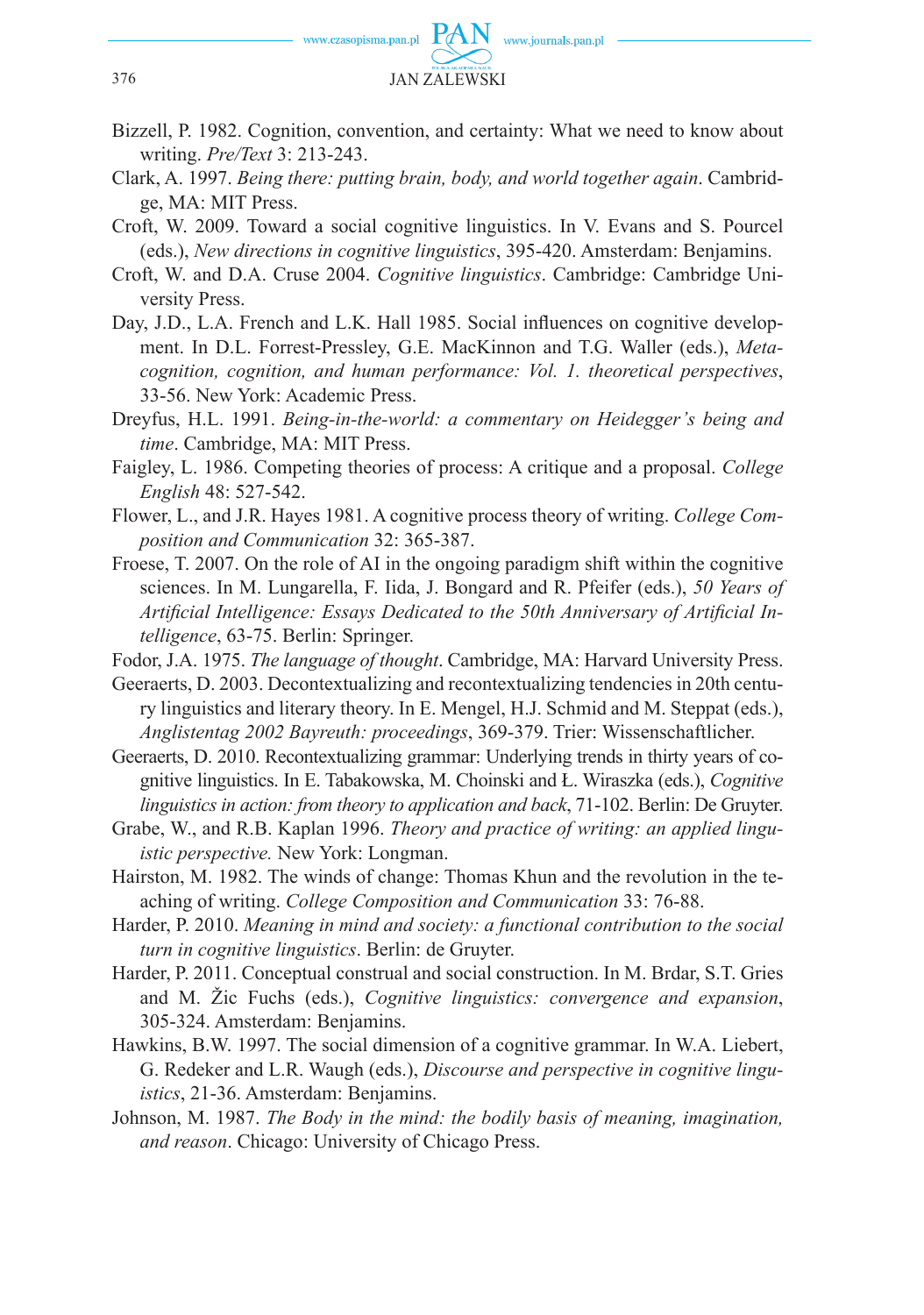Bizzell, P. 1982. Cognition, convention, and certainty: What we need to know about writing. *Pre/Text* 3: 213-243.

Clark, A. 1997. *Being there: putting brain, body, and world together again*. Cambridge, MA: MIT Press.

Croft, W. 2009. Toward a social cognitive linguistics. In V. Evans and S. Pourcel (eds.), *New directions in cognitive linguistics*, 395-420. Amsterdam: Benjamins.

Croft, W. and D.A. Cruse 2004. *Cognitive linguistics*. Cambridge: Cambridge University Press.

Day, J.D., L.A. French and L.K. Hall 1985. Social influences on cognitive development. In D.L. Forrest-Pressley, G.E. MacKinnon and T.G. Waller (eds.), *Metacognition, cognition, and human performance: Vol. 1. theoretical perspectives*, 33-56. New York: Academic Press.

Dreyfus, H.L. 1991. *Being-in-the-world: a commentary on Heidegger's being and time*. Cambridge, MA: MIT Press.

Faigley, L. 1986. Competing theories of process: A critique and a proposal. *College English* 48: 527-542.

Flower, L., and J.R. Hayes 1981. A cognitive process theory of writing. *College Composition and Communication* 32: 365-387.

Froese, T. 2007. On the role of AI in the ongoing paradigm shift within the cognitive sciences. In M. Lungarella, F. Iida, J. Bongard and R. Pfeifer (eds.), *50 Years of Artificial Intelligence: Essays Dedicated to the 50th Anniversary of Artificial Intelligence*, 63-75. Berlin: Springer.

Fodor, J.A. 1975. *The language of thought*. Cambridge, MA: Harvard University Press.

Geeraerts, D. 2003. Decontextualizing and recontextualizing tendencies in 20th century linguistics and literary theory. In E. Mengel, H.J. Schmid and M. Steppat (eds.), *Anglistentag 2002 Bayreuth: proceedings*, 369-379. Trier: Wissenschaftlicher.

Geeraerts, D. 2010. Recontextualizing grammar: Underlying trends in thirty years of cognitive linguistics. In E. Tabakowska, M. Choinski and Ł. Wiraszka (eds.), *Cognitive linguistics in action: from theory to application and back*, 71-102. Berlin: De Gruyter.

Grabe, W., and R.B. Kaplan 1996. *Theory and practice of writing: an applied linguistic perspective.* New York: Longman.

Hairston, M. 1982. The winds of change: Thomas Khun and the revolution in the teaching of writing. *College Composition and Communication* 33: 76-88.

Harder, P. 2010. *Meaning in mind and society: a functional contribution to the social turn in cognitive linguistics*. Berlin: de Gruyter.

Harder, P. 2011. Conceptual construal and social construction. In M. Brdar, S.T. Gries and M. Žic Fuchs (eds.), *Cognitive linguistics: convergence and expansion*, 305-324. Amsterdam: Benjamins.

Hawkins, B.W. 1997. The social dimension of a cognitive grammar. In W.A. Liebert, G. Redeker and L.R. Waugh (eds.), *Discourse and perspective in cognitive linguistics*, 21-36. Amsterdam: Benjamins.

Johnson, M. 1987. *The Body in the mind: the bodily basis of meaning, imagination, and reason*. Chicago: University of Chicago Press.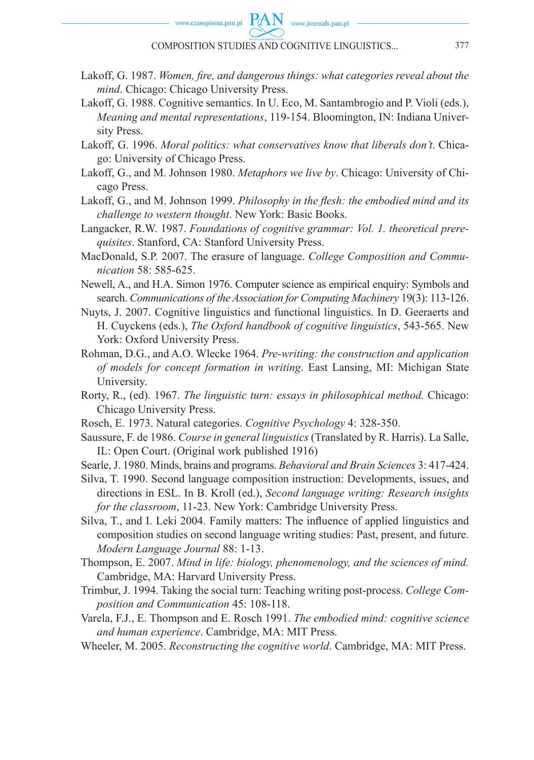Lakoff, G. 1987. *Women, fire, and dangerous things: what categories reveal about the mind*. Chicago: Chicago University Press.

Lakoff, G. 1988. Cognitive semantics. In U. Eco, M. Santambrogio and P. Violi (eds.), *Meaning and mental representations*, 119-154. Bloomington, IN: Indiana University Press.

Lakoff, G. 1996. *Moral politics: what conservatives know that liberals don't*. Chicago: University of Chicago Press.

Lakoff, G., and M. Johnson 1980. *Metaphors we live by*. Chicago: University of Chicago Press.

Lakoff, G., and M. Johnson 1999. *Philosophy in the flesh: the embodied mind and its challenge to western thought*. New York: Basic Books.

Langacker, R.W. 1987. *Foundations of cognitive grammar: Vol. 1. theoretical prerequisites*. Stanford, CA: Stanford University Press.

MacDonald, S.P. 2007. The erasure of language. *College Composition and Communication* 58: 585-625.

Newell, A., and H.A. Simon 1976. Computer science as empirical enquiry: Symbols and search. *Communications of the Association for Computing Machinery* 19(3): 113-126.

Nuyts, J. 2007. Cognitive linguistics and functional linguistics. In D. Geeraerts and H. Cuyckens (eds.), *The Oxford handbook of cognitive linguistics*, 543-565. New York: Oxford University Press.

Rohman, D.G., and A.O. Wlecke 1964. *Pre-writing: the construction and application of models for concept formation in writing*. East Lansing, MI: Michigan State University.

Rorty, R., (ed). 1967. *The linguistic turn: essays in philosophical method.* Chicago: Chicago University Press.

Rosch, E. 1973. Natural categories. *Cognitive Psychology* 4: 328-350.

Saussure, F. de 1986. *Course in general linguistics* (Translated by R. Harris). La Salle, IL: Open Court. (Original work published 1916)

Searle, J. 1980. Minds, brains and programs. *Behavioral and Brain Sciences* 3: 417-424.

Silva, T. 1990. Second language composition instruction: Developments, issues, and directions in ESL. In B. Kroll (ed.), *Second language writing: Research insights for the classroom*, 11-23. New York: Cambridge University Press.

Silva, T., and I. Leki 2004. Family matters: The influence of applied linguistics and composition studies on second language writing studies: Past, present, and future. *Modern Language Journal* 88: 1-13.

Thompson, E. 2007. *Mind in life: biology, phenomenology, and the sciences of mind.* Cambridge, MA: Harvard University Press.

Trimbur, J. 1994. Taking the social turn: Teaching writing post-process. *College Composition and Communication* 45: 108-118.

Varela, F.J., E. Thompson and E. Rosch 1991. *The embodied mind: cognitive science and human experience*. Cambridge, MA: MIT Press.

Wheeler, M. 2005. *Reconstructing the cognitive world*. Cambridge, MA: MIT Press.